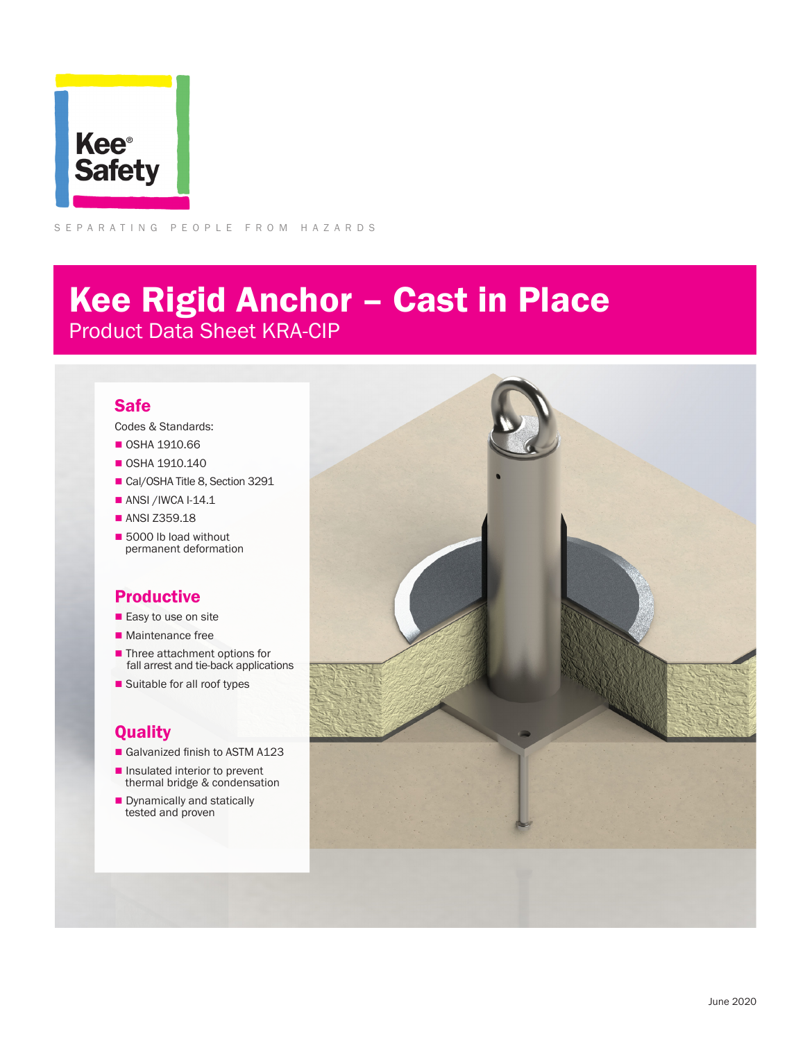Kee® Safety

SEPARATING PEOPLE FROM HAZARDS

# Kee Rigid Anchor – Cast in Place

Product Data Sheet KRA-CIP

## Safe

Codes & Standards:

- OSHA 1910.66
- OSHA 1910.140
- Cal/OSHA Title 8, Section 3291
- ANSI /IWCA I-14.1
- ANSI Z359.18
- 5000 lb load without permanent deformation

## Productive

- Easy to use on site
- Maintenance free
- Three attachment options for fall arrest and tie-back applications
- Suitable for all roof types

## Quality

- Galvanized finish to ASTM A123
- Insulated interior to prevent thermal bridge & condensation
- Dynamically and statically tested and proven

June 2020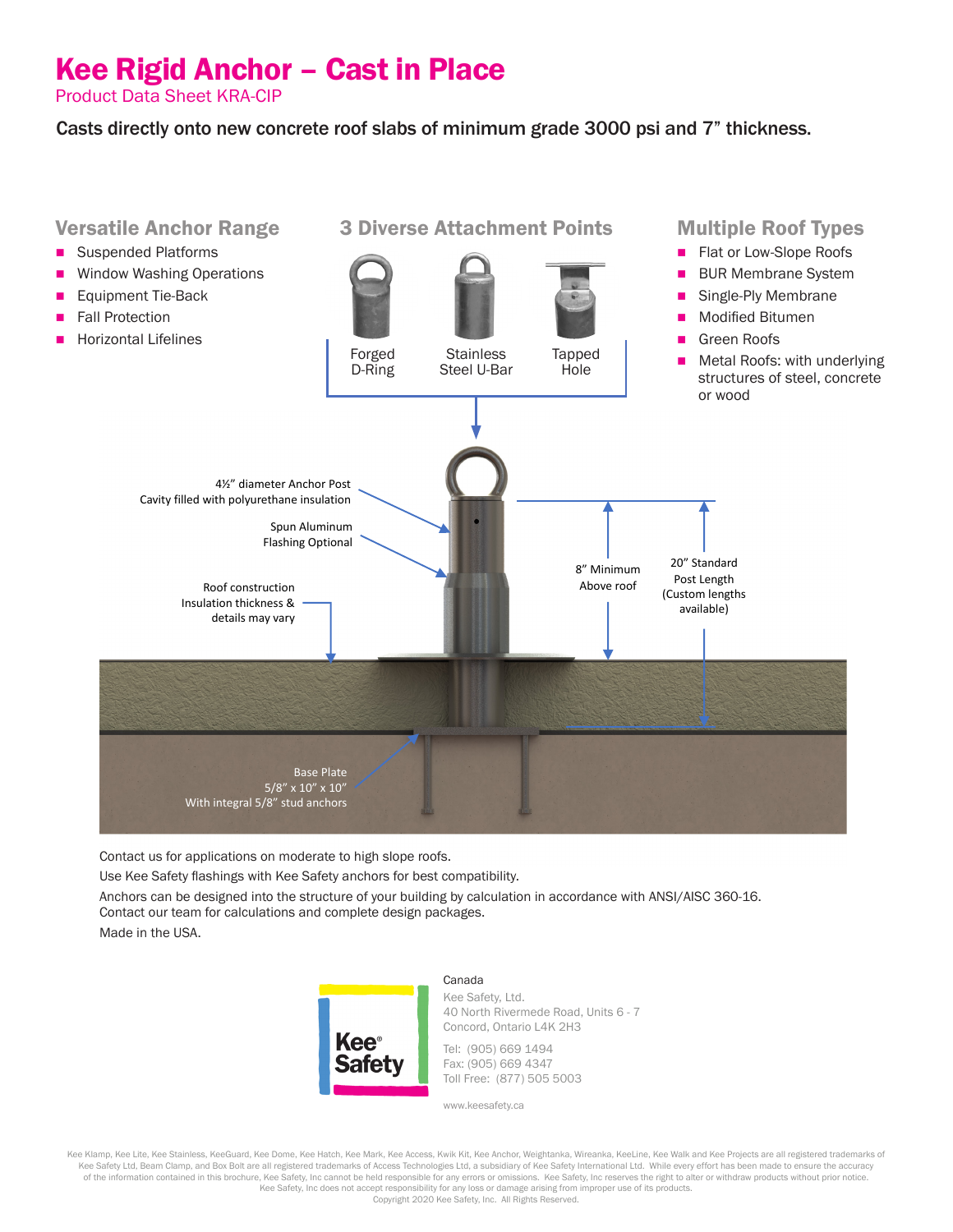# Kee Rigid Anchor – Cast in Place

Product Data Sheet KRA-CIP

Casts directly onto new concrete roof slabs of minimum grade 3000 psi and 7" thickness.

## Versatile Anchor Range

- Suspended Platforms
- Window Washing Operations
- Equipment Tie-Back
- Fall Protection
- Horizontal Lifelines

## 3 Diverse Attachment Points

Forged D-Ring

Stainless Steel U-Bar

Tapped Hole

## Multiple Roof Types

- Flat or Low-Slope Roofs
- BUR Membrane System
- Single-Ply Membrane
- Modified Bitumen
- Green Roofs
- Metal Roofs: with underlying structures of steel, concrete or wood

4½" diameter Anchor Post
Cavity filled with polyurethane insulation

Spun Aluminum
Flashing Optional

Roof construction
Insulation thickness & details may vary

8" Minimum
Above roof

20" Standard
Post Length
(Custom lengths available)

Base Plate
5/8" x 10" x 10"
With integral 5/8" stud anchors

Contact us for applications on moderate to high slope roofs.

Use Kee Safety flashings with Kee Safety anchors for best compatibility.

Anchors can be designed into the structure of your building by calculation in accordance with ANSI/AISC 360-16. Contact our team for calculations and complete design packages.

Made in the USA.

Kee® Safety

Canada

Kee Safety, Ltd.
40 North Rivermede Road, Units 6 - 7
Concord, Ontario L4K 2H3

Tel: (905) 669 1494
Fax: (905) 669 4347
Toll Free: (877) 505 5003

www.keesafety.ca

Kee Klamp, Kee Lite, Kee Stainless, KeeGuard, Kee Dome, Kee Hatch, Kee Mark, Kee Access, Kwik Kit, Kee Anchor, Weightanka, Wireanka, KeeLine, Kee Walk and Kee Projects are all registered trademarks of Kee Safety Ltd, Beam Clamp, and Box Bolt are all registered trademarks of Access Technologies Ltd, a subsidiary of Kee Safety International Ltd. While every effort has been made to ensure the accuracy of the information contained in this brochure, Kee Safety, Inc cannot be held responsible for any errors or omissions. Kee Safety, Inc reserves the right to alter or withdraw products without prior notice. Kee Safety, Inc does not accept responsibility for any loss or damage arising from improper use of its products.
Copyright 2020 Kee Safety, Inc. All Rights Reserved.